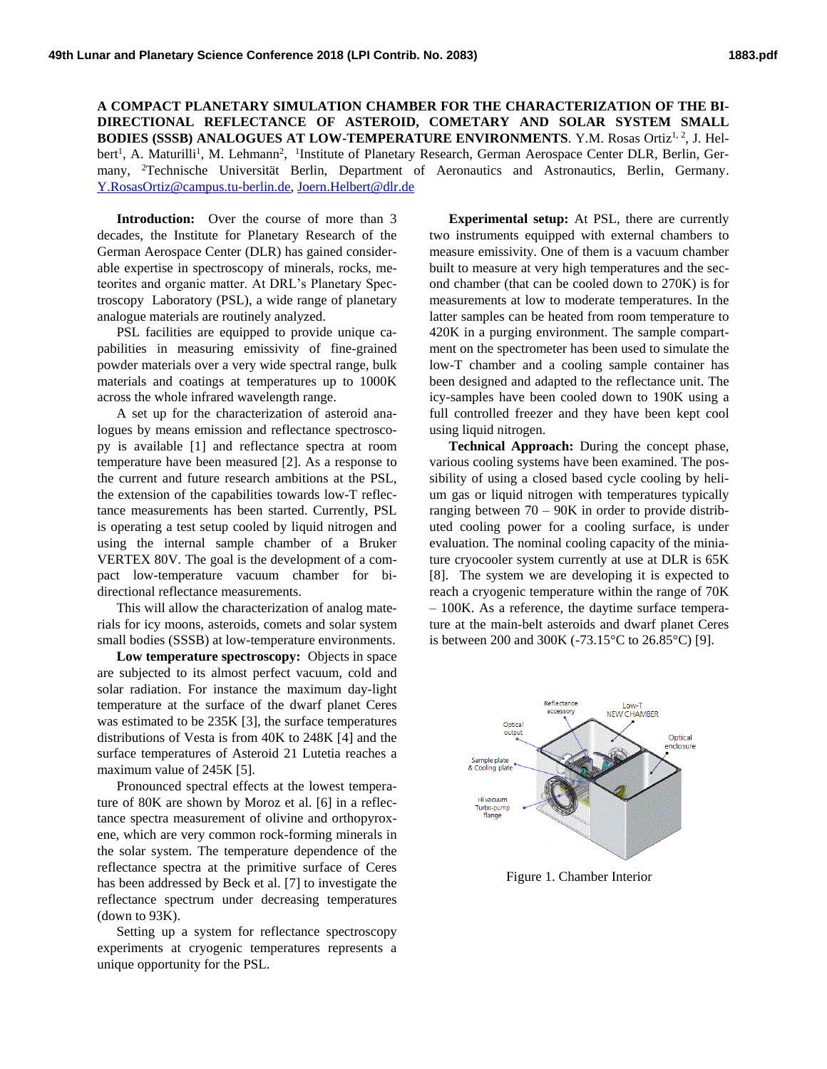**A COMPACT PLANETARY SIMULATION CHAMBER FOR THE CHARACTERIZATION OF THE BI-DIRECTIONAL REFLECTANCE OF ASTEROID, COMETARY AND SOLAR SYSTEM SMALL BODIES (SSSB) ANALOGUES AT LOW-TEMPERATURE ENVIRONMENTS**. Y.M. Rosas Ortiz[1, 2], J. Helbert[1], A. Maturilli[1], M. Lehmann[2], [1]Institute of Planetary Research, German Aerospace Center DLR, Berlin, Germany, [2]Technische Universität Berlin, Department of Aeronautics and Astronautics, Berlin, Germany. Y.RosasOrtiz@campus.tu-berlin.de, Joern.Helbert@dlr.de

**Introduction:** Over the course of more than 3 decades, the Institute for Planetary Research of the German Aerospace Center (DLR) has gained considerable expertise in spectroscopy of minerals, rocks, meteorites and organic matter. At DRL's Planetary Spectroscopy Laboratory (PSL), a wide range of planetary analogue materials are routinely analyzed.

PSL facilities are equipped to provide unique capabilities in measuring emissivity of fine-grained powder materials over a very wide spectral range, bulk materials and coatings at temperatures up to 1000K across the whole infrared wavelength range.

A set up for the characterization of asteroid analogues by means emission and reflectance spectroscopy is available [1] and reflectance spectra at room temperature have been measured [2]. As a response to the current and future research ambitions at the PSL, the extension of the capabilities towards low-T reflectance measurements has been started. Currently, PSL is operating a test setup cooled by liquid nitrogen and using the internal sample chamber of a Bruker VERTEX 80V. The goal is the development of a compact low-temperature vacuum chamber for bi-directional reflectance measurements.

This will allow the characterization of analog materials for icy moons, asteroids, comets and solar system small bodies (SSSB) at low-temperature environments.

**Low temperature spectroscopy:** Objects in space are subjected to its almost perfect vacuum, cold and solar radiation. For instance the maximum day-light temperature at the surface of the dwarf planet Ceres was estimated to be 235K [3], the surface temperatures distributions of Vesta is from 40K to 248K [4] and the surface temperatures of Asteroid 21 Lutetia reaches a maximum value of 245K [5].

Pronounced spectral effects at the lowest temperature of 80K are shown by Moroz et al. [6] in a reflectance spectra measurement of olivine and orthopyroxene, which are very common rock-forming minerals in the solar system. The temperature dependence of the reflectance spectra at the primitive surface of Ceres has been addressed by Beck et al. [7] to investigate the reflectance spectrum under decreasing temperatures (down to 93K).

Setting up a system for reflectance spectroscopy experiments at cryogenic temperatures represents a unique opportunity for the PSL.

**Experimental setup:** At PSL, there are currently two instruments equipped with external chambers to measure emissivity. One of them is a vacuum chamber built to measure at very high temperatures and the second chamber (that can be cooled down to 270K) is for measurements at low to moderate temperatures. In the latter samples can be heated from room temperature to 420K in a purging environment. The sample compartment on the spectrometer has been used to simulate the low-T chamber and a cooling sample container has been designed and adapted to the reflectance unit. The icy-samples have been cooled down to 190K using a full controlled freezer and they have been kept cool using liquid nitrogen.

**Technical Approach:** During the concept phase, various cooling systems have been examined. The possibility of using a closed based cycle cooling by helium gas or liquid nitrogen with temperatures typically ranging between 70 – 90K in order to provide distributed cooling power for a cooling surface, is under evaluation. The nominal cooling capacity of the miniature cryocooler system currently at use at DLR is 65K [8]. The system we are developing it is expected to reach a cryogenic temperature within the range of 70K – 100K. As a reference, the daytime surface temperature at the main-belt asteroids and dwarf planet Ceres is between 200 and 300K (-73.15°C to 26.85°C) [9].

Figure 1. Chamber Interior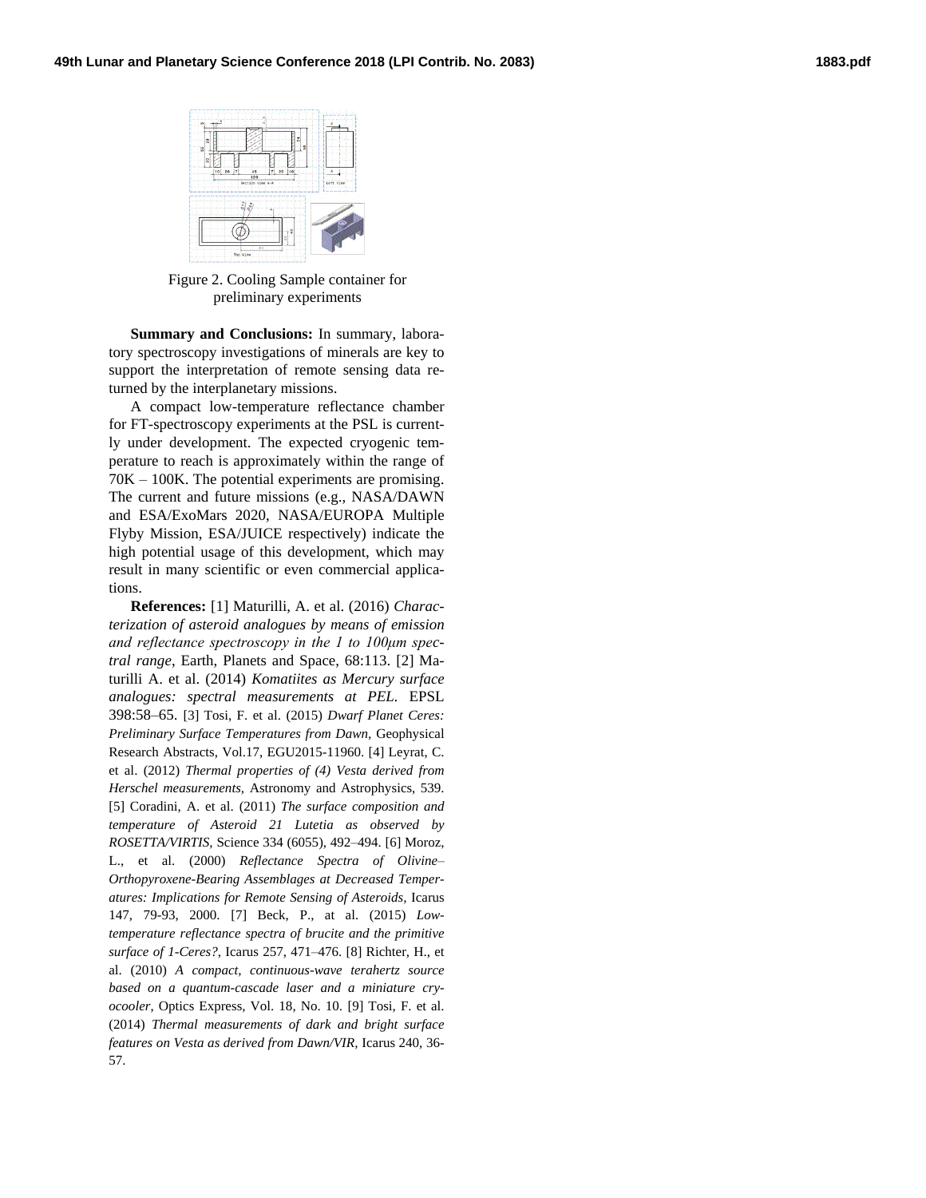Figure 2. Cooling Sample container for preliminary experiments

**Summary and Conclusions:** In summary, laboratory spectroscopy investigations of minerals are key to support the interpretation of remote sensing data returned by the interplanetary missions.

A compact low-temperature reflectance chamber for FT-spectroscopy experiments at the PSL is currently under development. The expected cryogenic temperature to reach is approximately within the range of 70K – 100K. The potential experiments are promising. The current and future missions (e.g., NASA/DAWN and ESA/ExoMars 2020, NASA/EUROPA Multiple Flyby Mission, ESA/JUICE respectively) indicate the high potential usage of this development, which may result in many scientific or even commercial applications.

**References:** [1] Maturilli, A. et al. (2016) *Characterization of asteroid analogues by means of emission and reflectance spectroscopy in the 1 to 100μm spectral range*, Earth, Planets and Space, 68:113. [2] Maturilli A. et al. (2014) *Komatiites as Mercury surface analogues: spectral measurements at PEL.* EPSL 398:58–65. [3] Tosi, F. et al. (2015) *Dwarf Planet Ceres: Preliminary Surface Temperatures from Dawn,* Geophysical Research Abstracts, Vol.17, EGU2015-11960. [4] Leyrat, C. et al. (2012) *Thermal properties of (4) Vesta derived from Herschel measurements,* Astronomy and Astrophysics, 539. [5] Coradini, A. et al. (2011) *The surface composition and temperature of Asteroid 21 Lutetia as observed by ROSETTA/VIRTIS,* Science 334 (6055), 492–494. [6] Moroz, L., et al. (2000) *Reflectance Spectra of Olivine–Orthopyroxene-Bearing Assemblages at Decreased Temperatures: Implications for Remote Sensing of Asteroids,* Icarus 147, 79-93, 2000. [7] Beck, P., at al. (2015) *Low-temperature reflectance spectra of brucite and the primitive surface of 1-Ceres?,* Icarus 257, 471–476. [8] Richter, H., et al. (2010) *A compact, continuous-wave terahertz source based on a quantum-cascade laser and a miniature cryocooler,* Optics Express, Vol. 18, No. 10. [9] Tosi, F. et al. (2014) *Thermal measurements of dark and bright surface features on Vesta as derived from Dawn/VIR,* Icarus 240, 36-57.